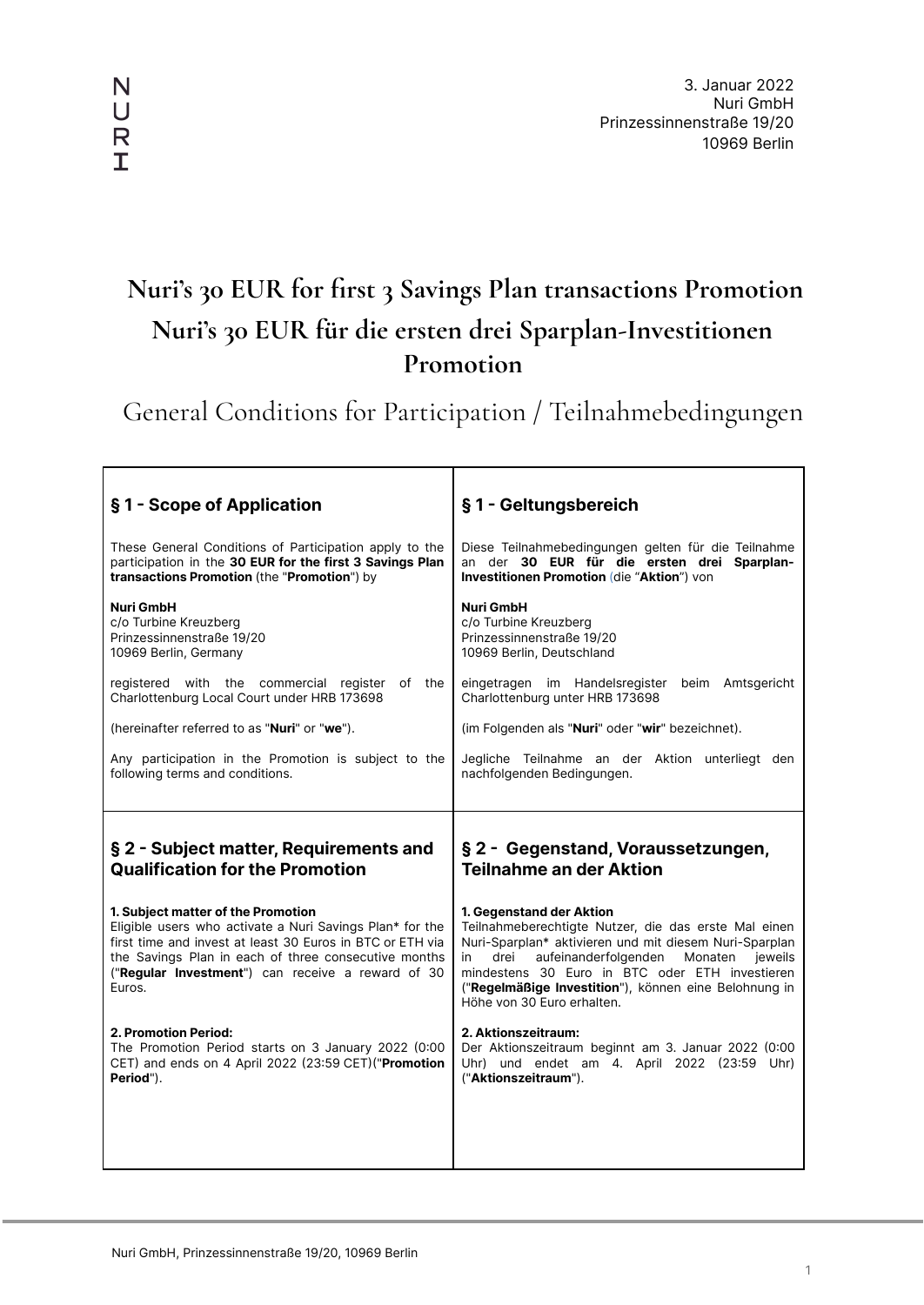N
U
R
I

3. Januar 2022
Nuri GmbH
Prinzessinnenstraße 19/20
10969 Berlin

# Nuri's 30 EUR for first 3 Savings Plan transactions Promotion
# Nuri's 30 EUR für die ersten drei Sparplan-Investitionen Promotion

## General Conditions for Participation / Teilnahmebedingungen

| **§ 1 - Scope of Application** | **§ 1 - Geltungsbereich** |
|---|---|
| These General Conditions of Participation apply to the participation in the **30 EUR for the first 3 Savings Plan transactions Promotion** (the "**Promotion**") by<br><br>**Nuri GmbH**<br>c/o Turbine Kreuzberg<br>Prinzessinnenstraße 19/20<br>10969 Berlin, Germany<br><br>registered with the commercial register of the Charlottenburg Local Court under HRB 173698<br><br>(hereinafter referred to as "**Nuri**" or "**we**").<br><br>Any participation in the Promotion is subject to the following terms and conditions. | Diese Teilnahmebedingungen gelten für die Teilnahme an der **30 EUR für die ersten drei Sparplan-Investitionen Promotion** (die "**Aktion**") von<br><br>**Nuri GmbH**<br>c/o Turbine Kreuzberg<br>Prinzessinnenstraße 19/20<br>10969 Berlin, Deutschland<br><br>eingetragen im Handelsregister beim Amtsgericht Charlottenburg unter HRB 173698<br><br>(im Folgenden als "**Nuri**" oder "**wir**" bezeichnet).<br><br>Jegliche Teilnahme an der Aktion unterliegt den nachfolgenden Bedingungen. |
| **§ 2 - Subject matter, Requirements and Qualification for the Promotion**<br><br>**1. Subject matter of the Promotion**<br>Eligible users who activate a Nuri Savings Plan* for the first time and invest at least 30 Euros in BTC or ETH via the Savings Plan in each of three consecutive months ("**Regular Investment**") can receive a reward of 30 Euros.<br><br>**2. Promotion Period:**<br>The Promotion Period starts on 3 January 2022 (0:00 CET) and ends on 4 April 2022 (23:59 CET)("**Promotion Period**"). | **§ 2 - Gegenstand, Voraussetzungen, Teilnahme an der Aktion**<br><br>**1. Gegenstand der Aktion**<br>Teilnahmeberechtigte Nutzer, die das erste Mal einen Nuri-Sparplan* aktivieren und mit diesem Nuri-Sparplan in drei aufeinanderfolgenden Monaten jeweils mindestens 30 Euro in BTC oder ETH investieren ("**Regelmäßige Investition**"), können eine Belohnung in Höhe von 30 Euro erhalten.<br><br>**2. Aktionszeitraum:**<br>Der Aktionszeitraum beginnt am 3. Januar 2022 (0:00 Uhr) und endet am 4. April 2022 (23:59 Uhr) ("**Aktionszeitraum**"). |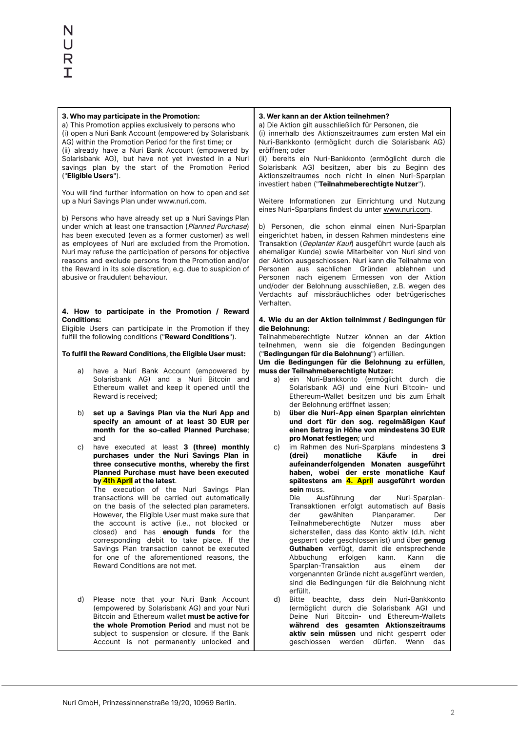### 3. Who may participate in the Promotion:

a) This Promotion applies exclusively to persons who
(i) open a Nuri Bank Account (empowered by Solarisbank AG) within the Promotion Period for the first time; or
(ii) already have a Nuri Bank Account (empowered by Solarisbank AG), but have not yet invested in a Nuri savings plan by the start of the Promotion Period ("**Eligible Users**").

You will find further information on how to open and set up a Nuri Savings Plan under www.nuri.com.

b) Persons who have already set up a Nuri Savings Plan under which at least one transaction (*Planned Purchase*) has been executed (even as a former customer) as well as employees of Nuri are excluded from the Promotion. Nuri may refuse the participation of persons for objective reasons and exclude persons from the Promotion and/or the Reward in its sole discretion, e.g. due to suspicion of abusive or fraudulent behaviour.

### 4. How to participate in the Promotion / Reward Conditions:

Eligible Users can participate in the Promotion if they fulfill the following conditions ("**Reward Conditions**").

**To fulfil the Reward Conditions, the Eligible User must:**

a) have a Nuri Bank Account (empowered by Solarisbank AG) and a Nuri Bitcoin and Ethereum wallet and keep it opened until the Reward is received;

b) **set up a Savings Plan via the Nuri App and specify an amount of at least 30 EUR per month for the so-called Planned Purchase**; and

c) have executed at least **3 (three) monthly purchases under the Nuri Savings Plan in three consecutive months, whereby the first Planned Purchase must have been executed by 4th April at the latest**.
The execution of the Nuri Savings Plan transactions will be carried out automatically on the basis of the selected plan parameters. However, the Eligible User must make sure that the account is active (i.e., not blocked or closed) and has **enough funds** for the corresponding debit to take place. If the Savings Plan transaction cannot be executed for one of the aforementioned reasons, the Reward Conditions are not met.

d) Please note that your Nuri Bank Account (empowered by Solarisbank AG) and your Nuri Bitcoin and Ethereum wallet **must be active for the whole Promotion Period** and must not be subject to suspension or closure. If the Bank Account is not permanently unlocked and

### 3. Wer kann an der Aktion teilnehmen?

a) Die Aktion gilt ausschließlich für Personen, die
(i) innerhalb des Aktionszeitraumes zum ersten Mal ein Nuri-Bankkonto (ermöglicht durch die Solarisbank AG) eröffnen; oder
(ii) bereits ein Nuri-Bankkonto (ermöglicht durch die Solarisbank AG) besitzen, aber bis zu Beginn des Aktionszeitraumes noch nicht in einen Nuri-Sparplan investiert haben ("**Teilnahmeberechtigte Nutzer**").

Weitere Informationen zur Einrichtung und Nutzung eines Nuri-Sparplans findest du unter www.nuri.com.

b) Personen, die schon einmal einen Nuri-Sparplan eingerichtet haben, in dessen Rahmen mindestens eine Transaktion (*Geplanter Kauf*) ausgeführt wurde (auch als ehemaliger Kunde) sowie Mitarbeiter von Nuri sind von der Aktion ausgeschlossen. Nuri kann die Teilnahme von Personen aus sachlichen Gründen ablehnen und Personen nach eigenem Ermessen von der Aktion und/oder der Belohnung ausschließen, z.B. wegen des Verdachts auf missbräuchliches oder betrügerisches Verhalten.

### 4. Wie du an der Aktion teilnimmst / Bedingungen für die Belohnung:

Teilnahmeberechtigte Nutzer können an der Aktion teilnehmen, wenn sie die folgenden Bedingungen ("**Bedingungen für die Belohnung**") erfüllen.

**Um die Bedingungen für die Belohnung zu erfüllen, muss der Teilnahmeberechtigte Nutzer:**

a) ein Nuri-Bankkonto (ermöglicht durch die Solarisbank AG) und eine Nuri Bitcoin- und Ethereum-Wallet besitzen und bis zum Erhalt der Belohnung eröffnet lassen;

b) **über die Nuri-App einen Sparplan einrichten und dort für den sog. regelmäßigen Kauf einen Betrag in Höhe von mindestens 30 EUR pro Monat festlegen**; und

c) im Rahmen des Nuri-Sparplans mindestens **3 (drei) monatliche Käufe in drei aufeinanderfolgenden Monaten ausgeführt haben, wobei der erste monatliche Kauf spätestens am 4. April ausgeführt worden sein** muss.
Die Ausführung der Nuri-Sparplan-Transaktionen erfolgt automatisch auf Basis der gewählten Planparamer. Der Teilnahmeberechtigte Nutzer muss aber sicherstellen, dass das Konto aktiv (d.h. nicht gesperrt oder geschlossen ist) und über **genug Guthaben** verfügt, damit die entsprechende Abbuchung erfolgen kann. Kann die Sparplan-Transaktion aus einem der vorgenannten Gründe nicht ausgeführt werden, sind die Bedingungen für die Belohnung nicht erfüllt.

d) Bitte beachte, dass dein Nuri-Bankkonto (ermöglicht durch die Solarisbank AG) und Deine Nuri Bitcoin- und Ethereum-Wallets **während des gesamten Aktionszeitraums aktiv sein müssen** und nicht gesperrt oder geschlossen werden dürfen. Wenn das

Nuri GmbH, Prinzessinnenstraße 19/20, 10969 Berlin.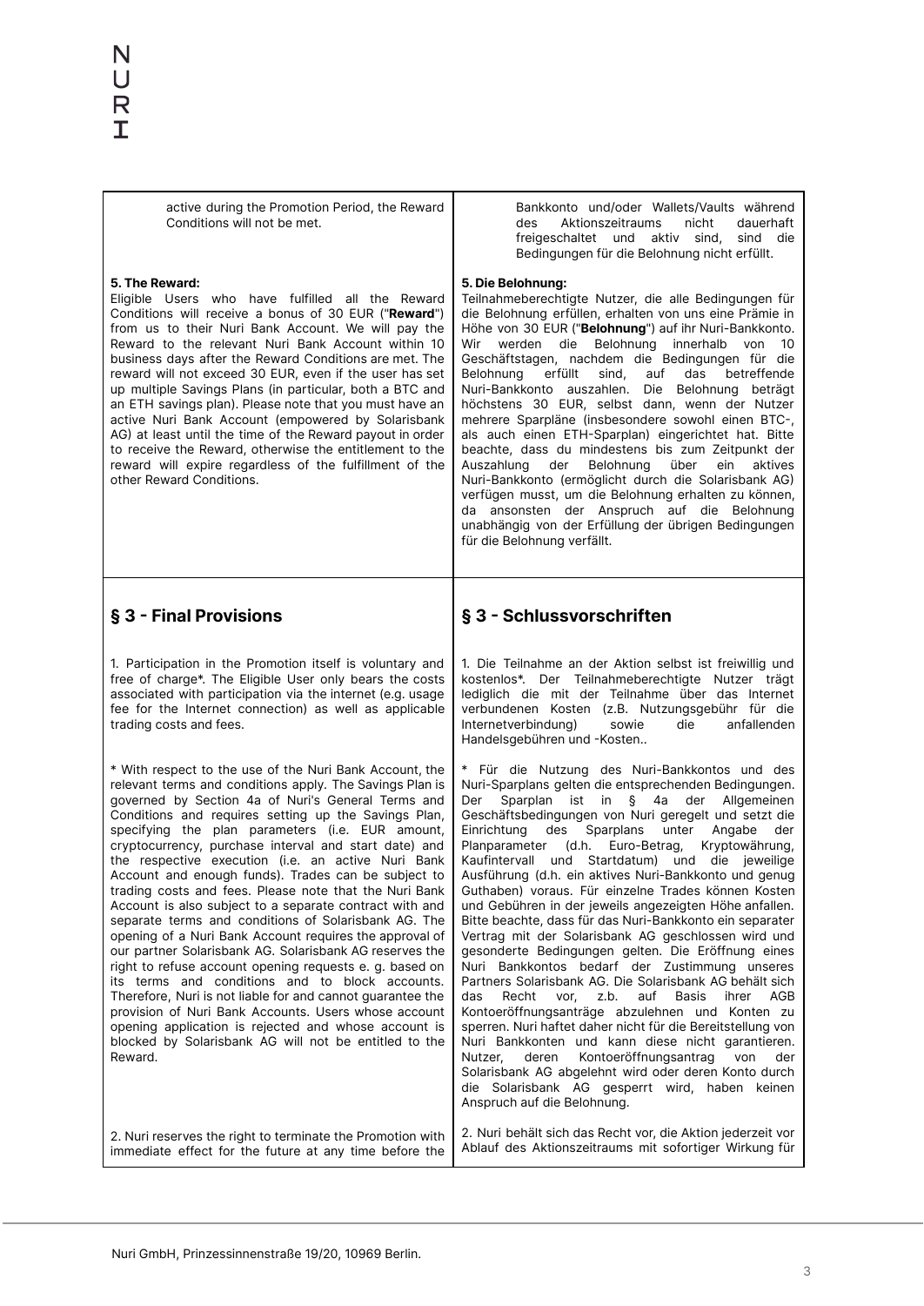| | |
|---|---|
| active during the Promotion Period, the Reward Conditions will not be met. | Bankkonto und/oder Wallets/Vaults während des Aktionszeitraums nicht dauerhaft freigeschaltet und aktiv sind, sind die Bedingungen für die Belohnung nicht erfüllt. |
| **5. The Reward:**<br>Eligible Users who have fulfilled all the Reward Conditions will receive a bonus of 30 EUR ("**Reward**") from us to their Nuri Bank Account. We will pay the Reward to the relevant Nuri Bank Account within 10 business days after the Reward Conditions are met. The reward will not exceed 30 EUR, even if the user has set up multiple Savings Plans (in particular, both a BTC and an ETH savings plan). Please note that you must have an active Nuri Bank Account (empowered by Solarisbank AG) at least until the time of the Reward payout in order to receive the Reward, otherwise the entitlement to the reward will expire regardless of the fulfillment of the other Reward Conditions. | **5. Die Belohnung:**<br>Teilnahmeberechtigte Nutzer, die alle Bedingungen für die Belohnung erfüllen, erhalten von uns eine Prämie in Höhe von 30 EUR ("**Belohnung**") auf ihr Nuri-Bankkonto. Wir werden die Belohnung innerhalb von 10 Geschäftstagen, nachdem die Bedingungen für die Belohnung erfüllt sind, auf das betreffende Nuri-Bankkonto auszahlen. Die Belohnung beträgt höchstens 30 EUR, selbst dann, wenn der Nutzer mehrere Sparpläne (insbesondere sowohl einen BTC-, als auch einen ETH-Sparplan) eingerichtet hat. Bitte beachte, dass du mindestens bis zum Zeitpunkt der Auszahlung der Belohnung über ein aktives Nuri-Bankkonto (ermöglicht durch die Solarisbank AG) verfügen musst, um die Belohnung erhalten zu können, da ansonsten der Anspruch auf die Belohnung unabhängig von der Erfüllung der übrigen Bedingungen für die Belohnung verfällt. |
| **§ 3 - Final Provisions** | **§ 3 - Schlussvorschriften** |
| 1. Participation in the Promotion itself is voluntary and free of charge*. The Eligible User only bears the costs associated with participation via the internet (e.g. usage fee for the Internet connection) as well as applicable trading costs and fees. | 1. Die Teilnahme an der Aktion selbst ist freiwillig und kostenlos*. Der Teilnahmeberechtigte Nutzer trägt lediglich die mit der Teilnahme über das Internet verbundenen Kosten (z.B. Nutzungsgebühr für die Internetverbindung) sowie die anfallenden Handelsgebühren und -Kosten.. |
| * With respect to the use of the Nuri Bank Account, the relevant terms and conditions apply. The Savings Plan is governed by Section 4a of Nuri's General Terms and Conditions and requires setting up the Savings Plan, specifying the plan parameters (i.e. EUR amount, cryptocurrency, purchase interval and start date) and the respective execution (i.e. an active Nuri Bank Account and enough funds). Trades can be subject to trading costs and fees. Please note that the Nuri Bank Account is also subject to a separate contract with and separate terms and conditions of Solarisbank AG. The opening of a Nuri Bank Account requires the approval of our partner Solarisbank AG. Solarisbank AG reserves the right to refuse account opening requests e. g. based on its terms and conditions and to block accounts. Therefore, Nuri is not liable for and cannot guarantee the provision of Nuri Bank Accounts. Users whose account opening application is rejected and whose account is blocked by Solarisbank AG will not be entitled to the Reward. | * Für die Nutzung des Nuri-Bankkontos und des Nuri-Sparplans gelten die entsprechenden Bedingungen. Der Sparplan ist in § 4a der Allgemeinen Geschäftsbedingungen von Nuri geregelt und setzt die Einrichtung des Sparplans unter Angabe der Planparameter (d.h. Euro-Betrag, Kryptowährung, Kaufintervall und Startdatum) und die jeweilige Ausführung (d.h. ein aktives Nuri-Bankkonto und genug Guthaben) voraus. Für einzelne Trades können Kosten und Gebühren in der jeweils angezeigten Höhe anfallen. Bitte beachte, dass für das Nuri-Bankkonto ein separater Vertrag mit der Solarisbank AG geschlossen wird und gesonderte Bedingungen gelten. Die Eröffnung eines Nuri Bankkontos bedarf der Zustimmung unseres Partners Solarisbank AG. Die Solarisbank AG behält sich das Recht vor, z.B. auf Basis ihrer AGB Kontoeröffnungsanträge abzulehnen und Konten zu sperren. Nuri haftet daher nicht für die Bereitstellung von Nuri Bankkonten und kann diese nicht garantieren. Nutzer, deren Kontoeröffnungsantrag von der Solarisbank AG abgelehnt wird oder deren Konto durch die Solarisbank AG gesperrt wird, haben keinen Anspruch auf die Belohnung. |
| 2. Nuri reserves the right to terminate the Promotion with immediate effect for the future at any time before the | 2. Nuri behält sich das Recht vor, die Aktion jederzeit vor Ablauf des Aktionszeitraums mit sofortiger Wirkung für |

Nuri GmbH, Prinzessinnenstraße 19/20, 10969 Berlin.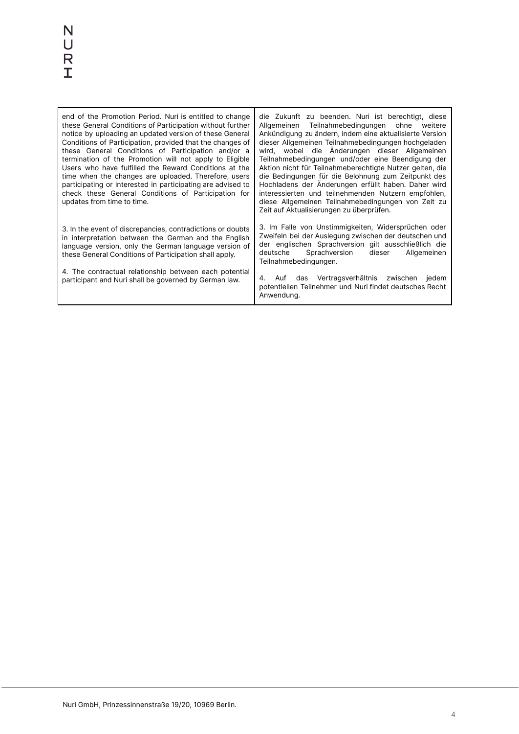| | |
|---|---|
| end of the Promotion Period. Nuri is entitled to change these General Conditions of Participation without further notice by uploading an updated version of these General Conditions of Participation, provided that the changes of these General Conditions of Participation and/or a termination of the Promotion will not apply to Eligible Users who have fulfilled the Reward Conditions at the time when the changes are uploaded. Therefore, users participating or interested in participating are advised to check these General Conditions of Participation for updates from time to time. | die Zukunft zu beenden. Nuri ist berechtigt, diese Allgemeinen Teilnahmebedingungen ohne weitere Ankündigung zu ändern, indem eine aktualisierte Version dieser Allgemeinen Teilnahmebedingungen hochgeladen wird, wobei die Änderungen dieser Allgemeinen Teilnahmebedingungen und/oder eine Beendigung der Aktion nicht für Teilnahmeberechtigte Nutzer gelten, die die Bedingungen für die Belohnung zum Zeitpunkt des Hochladens der Änderungen erfüllt haben. Daher wird interessierten und teilnehmenden Nutzern empfohlen, diese Allgemeinen Teilnahmebedingungen von Zeit zu Zeit auf Aktualisierungen zu überprüfen. |
| 3. In the event of discrepancies, contradictions or doubts in interpretation between the German and the English language version, only the German language version of these General Conditions of Participation shall apply.<br><br>4. The contractual relationship between each potential participant and Nuri shall be governed by German law. | 3. Im Falle von Unstimmigkeiten, Widersprüchen oder Zweifeln bei der Auslegung zwischen der deutschen und der englischen Sprachversion gilt ausschließlich die deutsche Sprachversion dieser Allgemeinen Teilnahmebedingungen.<br><br>4. Auf das Vertragsverhältnis zwischen jedem potentiellen Teilnehmer und Nuri findet deutsches Recht Anwendung. |

Nuri GmbH, Prinzessinnenstraße 19/20, 10969 Berlin.